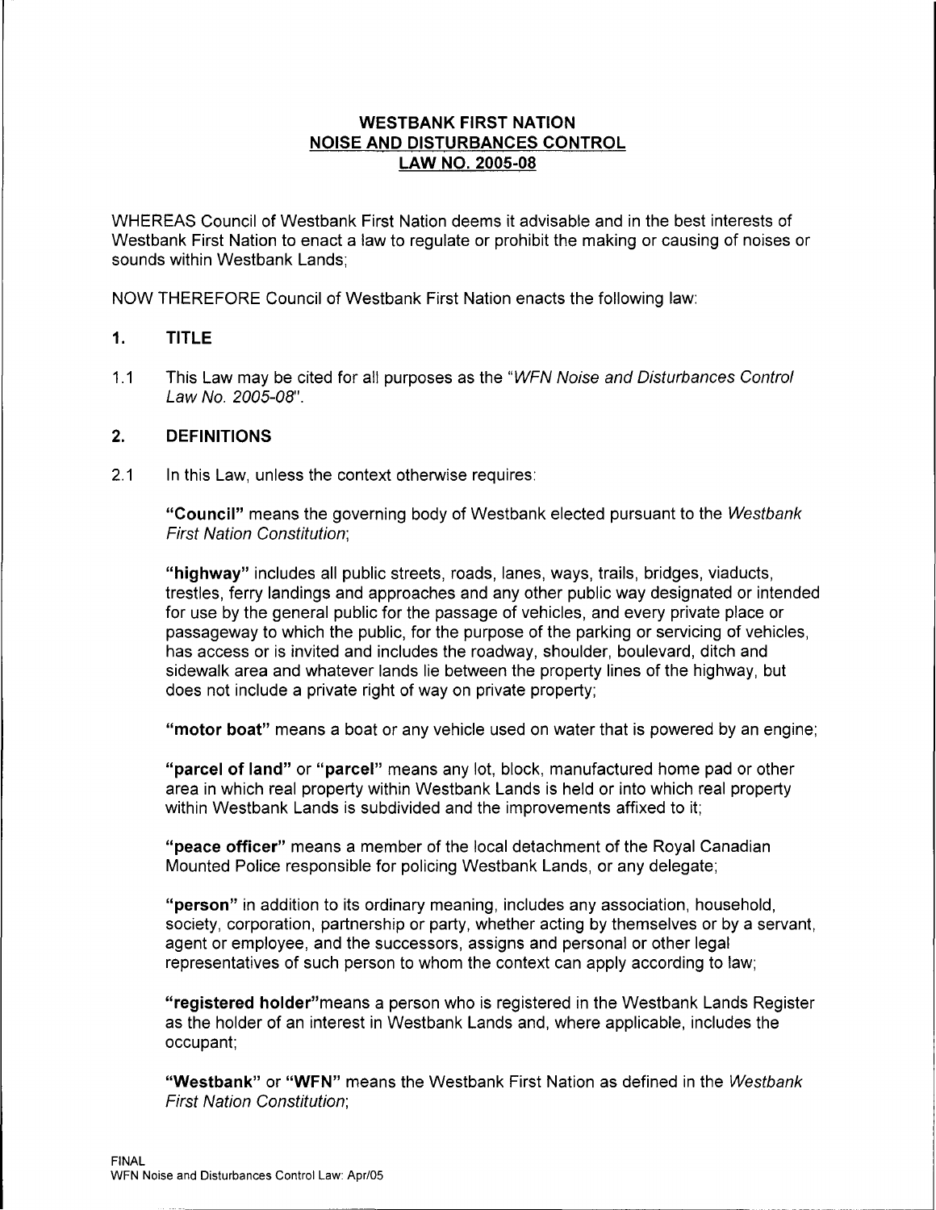# WESTBANK FIRST NATION
## NOISE AND DISTURBANCES CONTROL
## LAW NO. 2005-08

WHEREAS Council of Westbank First Nation deems it advisable and in the best interests of Westbank First Nation to enact a law to regulate or prohibit the making or causing of noises or sounds within Westbank Lands;

NOW THEREFORE Council of Westbank First Nation enacts the following law:

### 1. TITLE

1.1 This Law may be cited for all purposes as the "*WFN Noise and Disturbances Control Law No. 2005-08*".

### 2. DEFINITIONS

2.1 In this Law, unless the context otherwise requires:

**"Council"** means the governing body of Westbank elected pursuant to the *Westbank First Nation Constitution*;

**"highway"** includes all public streets, roads, lanes, ways, trails, bridges, viaducts, trestles, ferry landings and approaches and any other public way designated or intended for use by the general public for the passage of vehicles, and every private place or passageway to which the public, for the purpose of the parking or servicing of vehicles, has access or is invited and includes the roadway, shoulder, boulevard, ditch and sidewalk area and whatever lands lie between the property lines of the highway, but does not include a private right of way on private property;

**"motor boat"** means a boat or any vehicle used on water that is powered by an engine;

**"parcel of land"** or **"parcel"** means any lot, block, manufactured home pad or other area in which real property within Westbank Lands is held or into which real property within Westbank Lands is subdivided and the improvements affixed to it;

**"peace officer"** means a member of the local detachment of the Royal Canadian Mounted Police responsible for policing Westbank Lands, or any delegate;

**"person"** in addition to its ordinary meaning, includes any association, household, society, corporation, partnership or party, whether acting by themselves or by a servant, agent or employee, and the successors, assigns and personal or other legal representatives of such person to whom the context can apply according to law;

**"registered holder"** means a person who is registered in the Westbank Lands Register as the holder of an interest in Westbank Lands and, where applicable, includes the occupant;

**"Westbank"** or **"WFN"** means the Westbank First Nation as defined in the *Westbank First Nation Constitution*;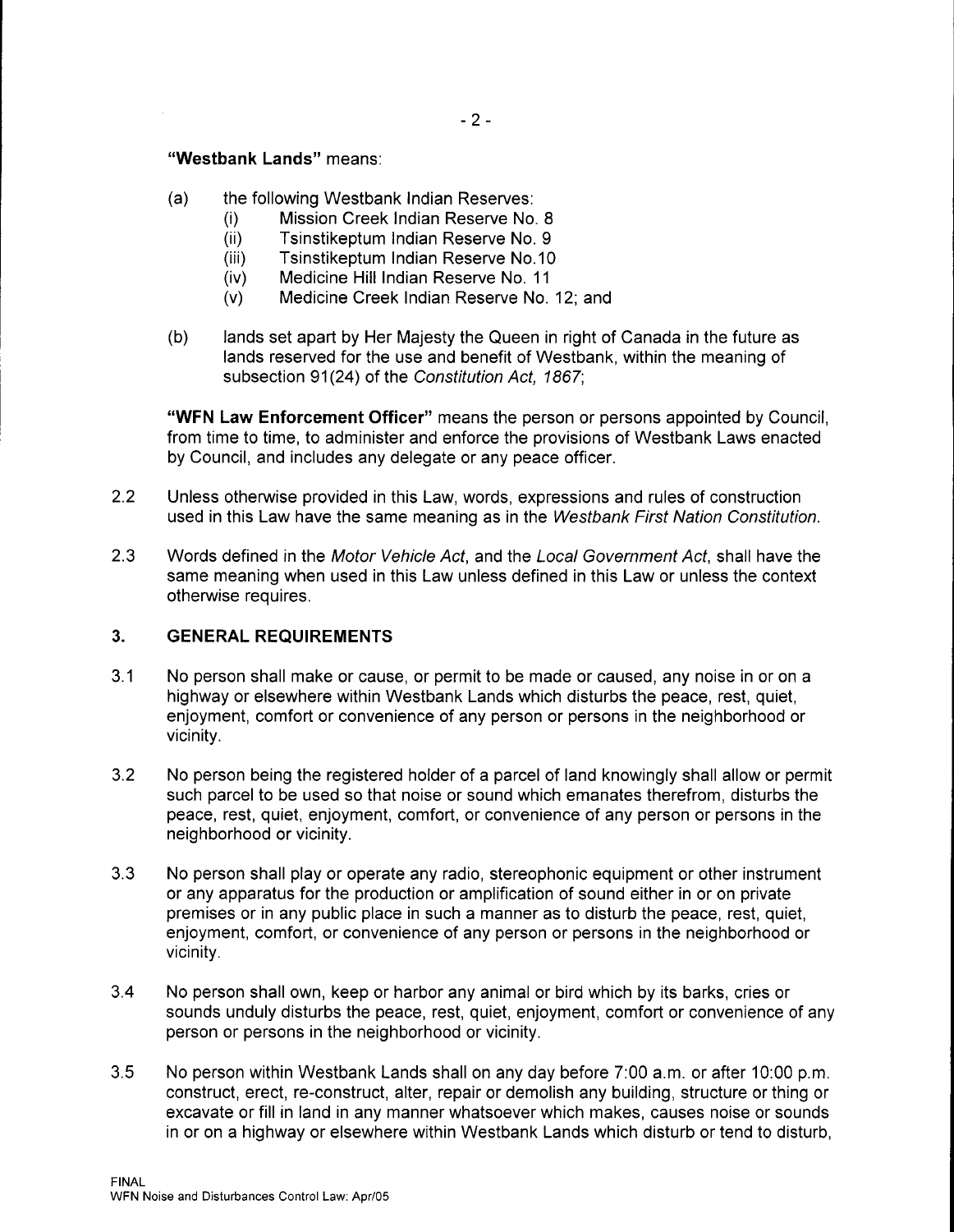**"Westbank Lands"** means:

(a) the following Westbank Indian Reserves:
   - (i) Mission Creek Indian Reserve No. 8
   - (ii) Tsinstikeptum Indian Reserve No. 9
   - (iii) Tsinstikeptum Indian Reserve No.10
   - (iv) Medicine Hill Indian Reserve No. 11
   - (v) Medicine Creek Indian Reserve No. 12; and

(b) lands set apart by Her Majesty the Queen in right of Canada in the future as lands reserved for the use and benefit of Westbank, within the meaning of subsection 91(24) of the *Constitution Act, 1867*;

**"WFN Law Enforcement Officer"** means the person or persons appointed by Council, from time to time, to administer and enforce the provisions of Westbank Laws enacted by Council, and includes any delegate or any peace officer.

2.2 Unless otherwise provided in this Law, words, expressions and rules of construction used in this Law have the same meaning as in the *Westbank First Nation Constitution*.

2.3 Words defined in the *Motor Vehicle Act*, and the *Local Government Act*, shall have the same meaning when used in this Law unless defined in this Law or unless the context otherwise requires.

## 3. GENERAL REQUIREMENTS

3.1 No person shall make or cause, or permit to be made or caused, any noise in or on a highway or elsewhere within Westbank Lands which disturbs the peace, rest, quiet, enjoyment, comfort or convenience of any person or persons in the neighborhood or vicinity.

3.2 No person being the registered holder of a parcel of land knowingly shall allow or permit such parcel to be used so that noise or sound which emanates therefrom, disturbs the peace, rest, quiet, enjoyment, comfort, or convenience of any person or persons in the neighborhood or vicinity.

3.3 No person shall play or operate any radio, stereophonic equipment or other instrument or any apparatus for the production or amplification of sound either in or on private premises or in any public place in such a manner as to disturb the peace, rest, quiet, enjoyment, comfort, or convenience of any person or persons in the neighborhood or vicinity.

3.4 No person shall own, keep or harbor any animal or bird which by its barks, cries or sounds unduly disturbs the peace, rest, quiet, enjoyment, comfort or convenience of any person or persons in the neighborhood or vicinity.

3.5 No person within Westbank Lands shall on any day before 7:00 a.m. or after 10:00 p.m. construct, erect, re-construct, alter, repair or demolish any building, structure or thing or excavate or fill in land in any manner whatsoever which makes, causes noise or sounds in or on a highway or elsewhere within Westbank Lands which disturb or tend to disturb,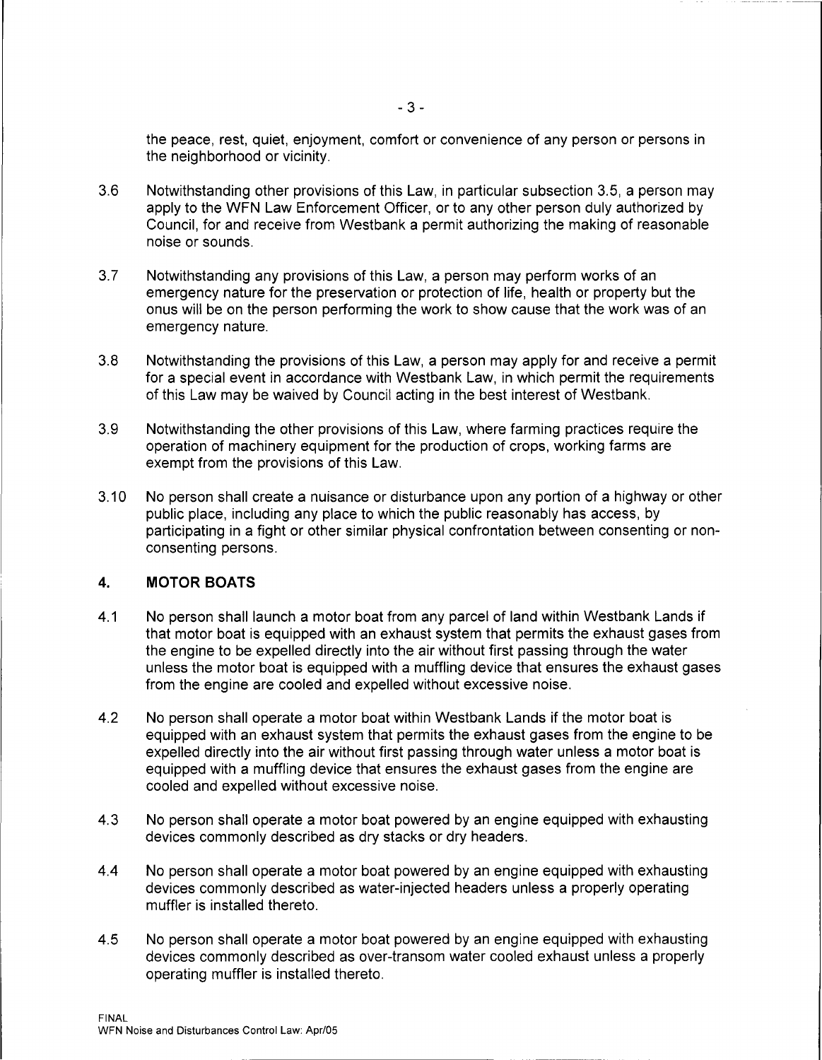the peace, rest, quiet, enjoyment, comfort or convenience of any person or persons in the neighborhood or vicinity.

3.6 Notwithstanding other provisions of this Law, in particular subsection 3.5, a person may apply to the WFN Law Enforcement Officer, or to any other person duly authorized by Council, for and receive from Westbank a permit authorizing the making of reasonable noise or sounds.

3.7 Notwithstanding any provisions of this Law, a person may perform works of an emergency nature for the preservation or protection of life, health or property but the onus will be on the person performing the work to show cause that the work was of an emergency nature.

3.8 Notwithstanding the provisions of this Law, a person may apply for and receive a permit for a special event in accordance with Westbank Law, in which permit the requirements of this Law may be waived by Council acting in the best interest of Westbank.

3.9 Notwithstanding the other provisions of this Law, where farming practices require the operation of machinery equipment for the production of crops, working farms are exempt from the provisions of this Law.

3.10 No person shall create a nuisance or disturbance upon any portion of a highway or other public place, including any place to which the public reasonably has access, by participating in a fight or other similar physical confrontation between consenting or non-consenting persons.

## 4. MOTOR BOATS

4.1 No person shall launch a motor boat from any parcel of land within Westbank Lands if that motor boat is equipped with an exhaust system that permits the exhaust gases from the engine to be expelled directly into the air without first passing through the water unless the motor boat is equipped with a muffling device that ensures the exhaust gases from the engine are cooled and expelled without excessive noise.

4.2 No person shall operate a motor boat within Westbank Lands if the motor boat is equipped with an exhaust system that permits the exhaust gases from the engine to be expelled directly into the air without first passing through water unless a motor boat is equipped with a muffling device that ensures the exhaust gases from the engine are cooled and expelled without excessive noise.

4.3 No person shall operate a motor boat powered by an engine equipped with exhausting devices commonly described as dry stacks or dry headers.

4.4 No person shall operate a motor boat powered by an engine equipped with exhausting devices commonly described as water-injected headers unless a properly operating muffler is installed thereto.

4.5 No person shall operate a motor boat powered by an engine equipped with exhausting devices commonly described as over-transom water cooled exhaust unless a properly operating muffler is installed thereto.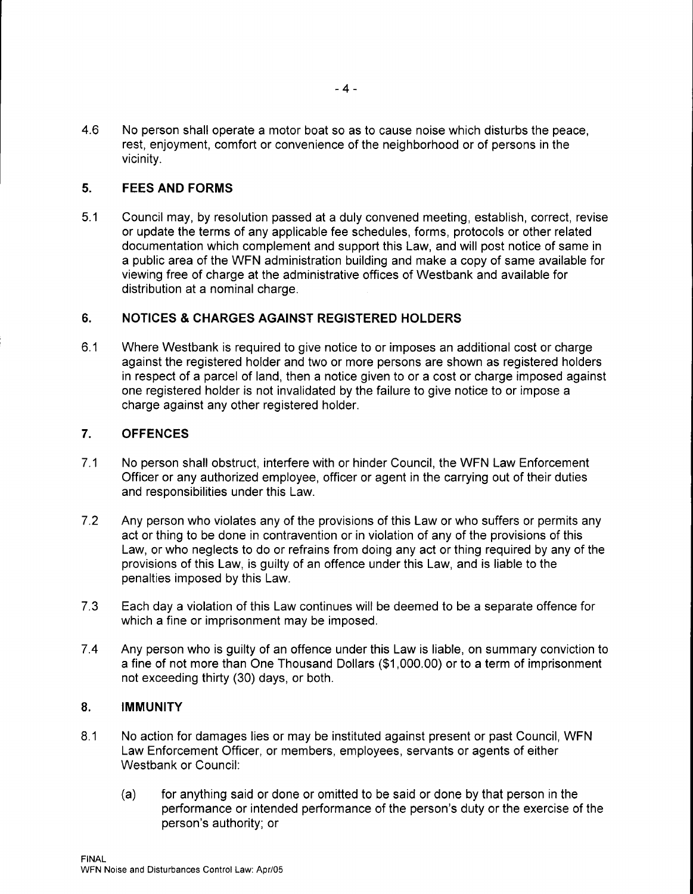4.6 No person shall operate a motor boat so as to cause noise which disturbs the peace, rest, enjoyment, comfort or convenience of the neighborhood or of persons in the vicinity.

## 5. FEES AND FORMS

5.1 Council may, by resolution passed at a duly convened meeting, establish, correct, revise or update the terms of any applicable fee schedules, forms, protocols or other related documentation which complement and support this Law, and will post notice of same in a public area of the WFN administration building and make a copy of same available for viewing free of charge at the administrative offices of Westbank and available for distribution at a nominal charge.

## 6. NOTICES & CHARGES AGAINST REGISTERED HOLDERS

6.1 Where Westbank is required to give notice to or imposes an additional cost or charge against the registered holder and two or more persons are shown as registered holders in respect of a parcel of land, then a notice given to or a cost or charge imposed against one registered holder is not invalidated by the failure to give notice to or impose a charge against any other registered holder.

## 7. OFFENCES

7.1 No person shall obstruct, interfere with or hinder Council, the WFN Law Enforcement Officer or any authorized employee, officer or agent in the carrying out of their duties and responsibilities under this Law.

7.2 Any person who violates any of the provisions of this Law or who suffers or permits any act or thing to be done in contravention or in violation of any of the provisions of this Law, or who neglects to do or refrains from doing any act or thing required by any of the provisions of this Law, is guilty of an offence under this Law, and is liable to the penalties imposed by this Law.

7.3 Each day a violation of this Law continues will be deemed to be a separate offence for which a fine or imprisonment may be imposed.

7.4 Any person who is guilty of an offence under this Law is liable, on summary conviction to a fine of not more than One Thousand Dollars ($1,000.00) or to a term of imprisonment not exceeding thirty (30) days, or both.

## 8. IMMUNITY

8.1 No action for damages lies or may be instituted against present or past Council, WFN Law Enforcement Officer, or members, employees, servants or agents of either Westbank or Council:

(a) for anything said or done or omitted to be said or done by that person in the performance or intended performance of the person's duty or the exercise of the person's authority; or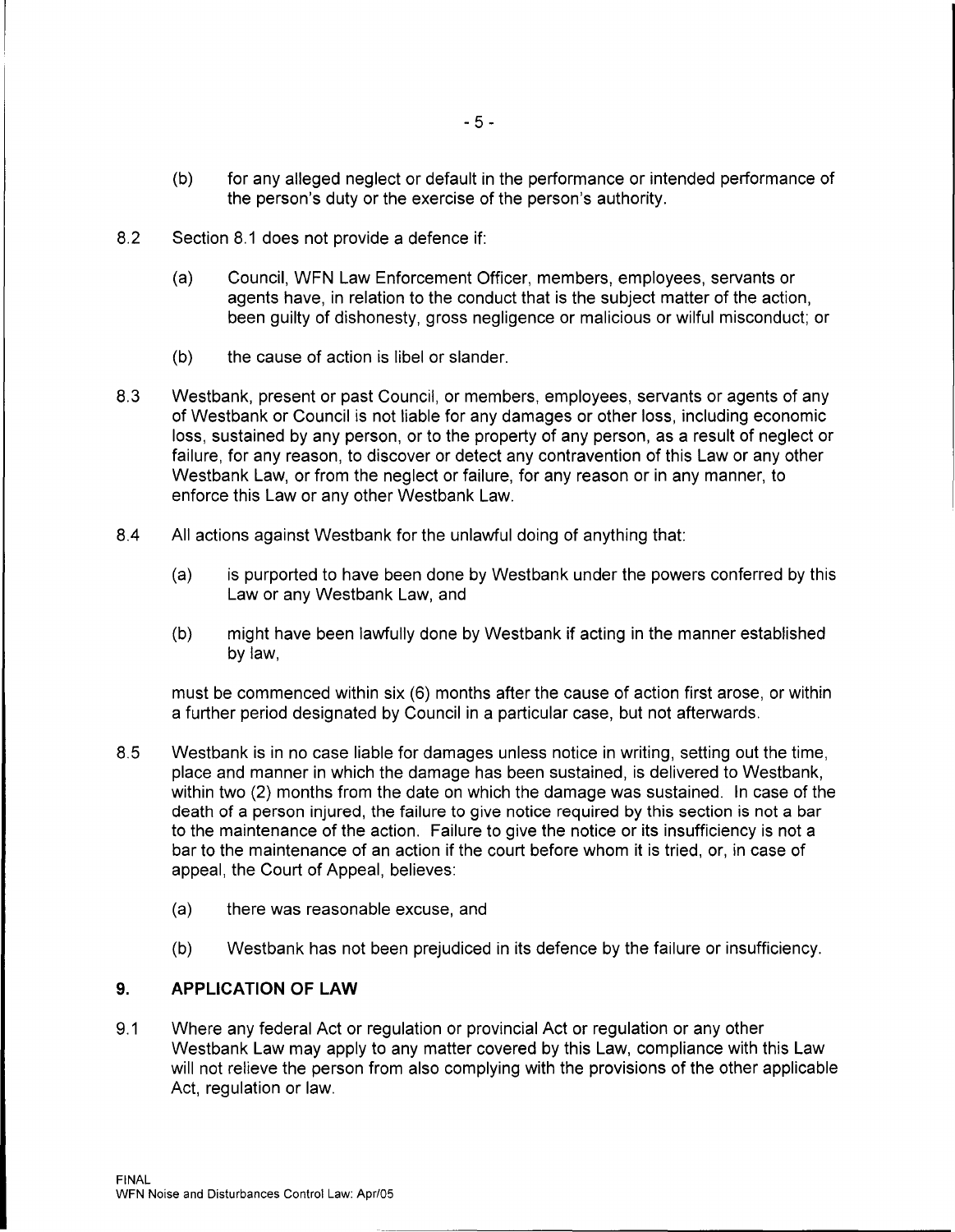(b) for any alleged neglect or default in the performance or intended performance of the person's duty or the exercise of the person's authority.

8.2 Section 8.1 does not provide a defence if:

(a) Council, WFN Law Enforcement Officer, members, employees, servants or agents have, in relation to the conduct that is the subject matter of the action, been guilty of dishonesty, gross negligence or malicious or wilful misconduct; or

(b) the cause of action is libel or slander.

8.3 Westbank, present or past Council, or members, employees, servants or agents of any of Westbank or Council is not liable for any damages or other loss, including economic loss, sustained by any person, or to the property of any person, as a result of neglect or failure, for any reason, to discover or detect any contravention of this Law or any other Westbank Law, or from the neglect or failure, for any reason or in any manner, to enforce this Law or any other Westbank Law.

8.4 All actions against Westbank for the unlawful doing of anything that:

(a) is purported to have been done by Westbank under the powers conferred by this Law or any Westbank Law, and

(b) might have been lawfully done by Westbank if acting in the manner established by law,

must be commenced within six (6) months after the cause of action first arose, or within a further period designated by Council in a particular case, but not afterwards.

8.5 Westbank is in no case liable for damages unless notice in writing, setting out the time, place and manner in which the damage has been sustained, is delivered to Westbank, within two (2) months from the date on which the damage was sustained. In case of the death of a person injured, the failure to give notice required by this section is not a bar to the maintenance of the action. Failure to give the notice or its insufficiency is not a bar to the maintenance of an action if the court before whom it is tried, or, in case of appeal, the Court of Appeal, believes:

(a) there was reasonable excuse, and

(b) Westbank has not been prejudiced in its defence by the failure or insufficiency.

## 9. APPLICATION OF LAW

9.1 Where any federal Act or regulation or provincial Act or regulation or any other Westbank Law may apply to any matter covered by this Law, compliance with this Law will not relieve the person from also complying with the provisions of the other applicable Act, regulation or law.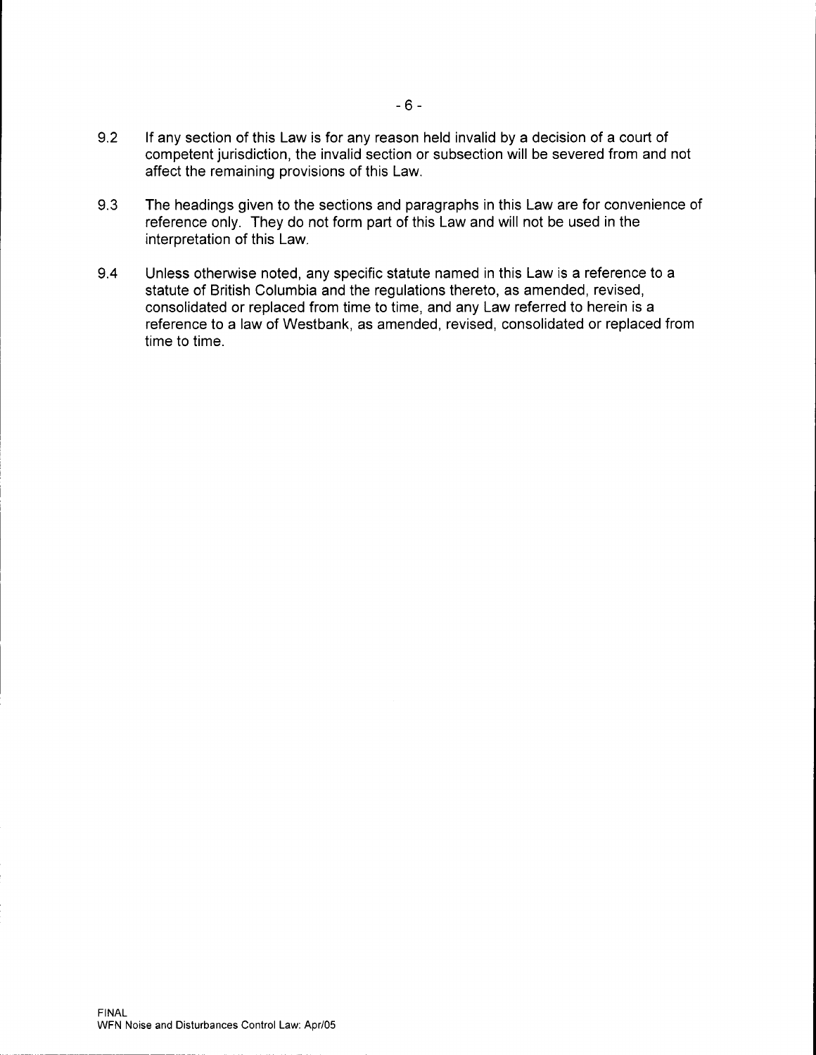9.2 If any section of this Law is for any reason held invalid by a decision of a court of competent jurisdiction, the invalid section or subsection will be severed from and not affect the remaining provisions of this Law.

9.3 The headings given to the sections and paragraphs in this Law are for convenience of reference only. They do not form part of this Law and will not be used in the interpretation of this Law.

9.4 Unless otherwise noted, any specific statute named in this Law is a reference to a statute of British Columbia and the regulations thereto, as amended, revised, consolidated or replaced from time to time, and any Law referred to herein is a reference to a law of Westbank, as amended, revised, consolidated or replaced from time to time.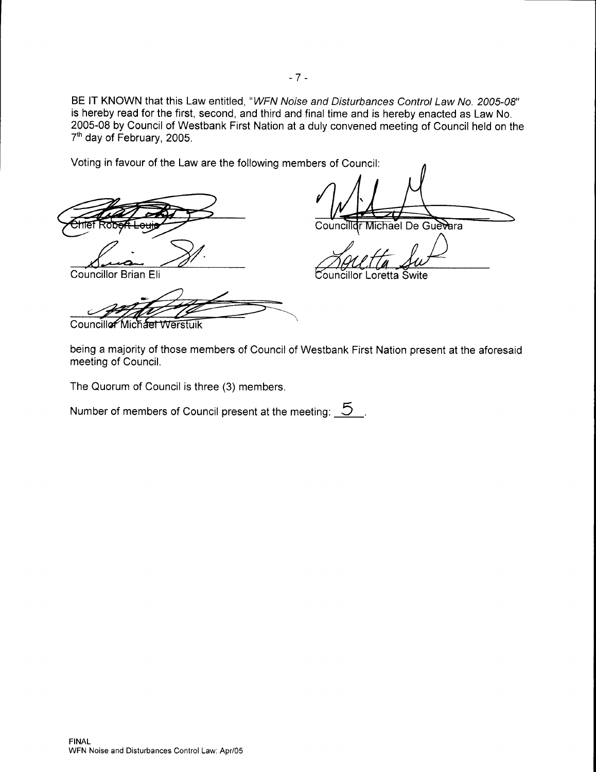BE IT KNOWN that this Law entitled, "*WFN Noise and Disturbances Control Law No. 2005-08*" is hereby read for the first, second, and third and final time and is hereby enacted as Law No. 2005-08 by Council of Westbank First Nation at a duly convened meeting of Council held on the 7th day of February, 2005.

Voting in favour of the Law are the following members of Council:

| | |
|---|---|
| Chief Robert Louie | Councillor Michael De Guevara |
| Councillor Brian Eli | Councillor Loretta Swite |
| Councillor Michael Werstuik | |

being a majority of those members of Council of Westbank First Nation present at the aforesaid meeting of Council.

The Quorum of Council is three (3) members.

Number of members of Council present at the meeting: 5.

FINAL
WFN Noise and Disturbances Control Law: Apr/05